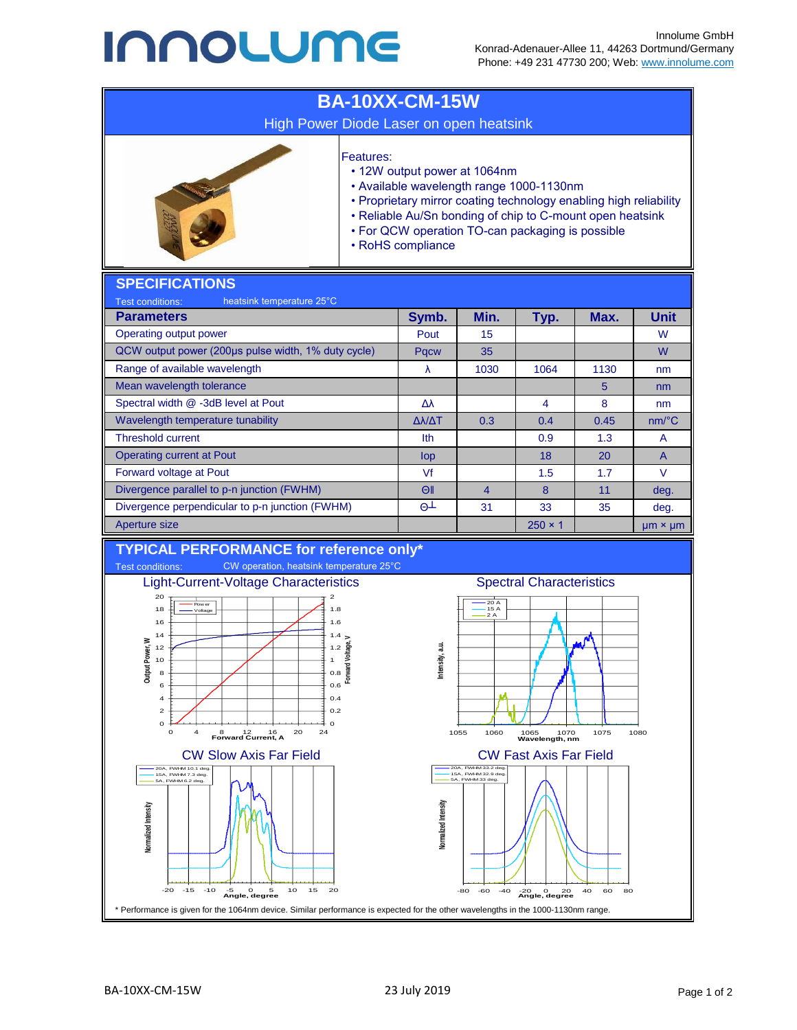Innolume GmbH
Konrad-Adenauer-Allee 11, 44263 Dortmund/Germany
Phone: +49 231 47730 200; Web: www.innolume.com

# BA-10XX-CM-15W

## High Power Diode Laser on open heatsink

Features:

- 12W output power at 1064nm
- Available wavelength range 1000-1130nm
- Proprietary mirror coating technology enabling high reliability
- Reliable Au/Sn bonding of chip to C-mount open heatsink
- For QCW operation TO-can packaging is possible
- RoHS compliance

## SPECIFICATIONS

Test conditions: heatsink temperature 25°C

| Parameters | Symb. | Min. | Typ. | Max. | Unit |
|---|---|---|---|---|---|
| Operating output power | Pout | 15 | | | W |
| QCW output power (200µs pulse width, 1% duty cycle) | Pqcw | 35 | | | W |
| Range of available wavelength | λ | 1030 | 1064 | 1130 | nm |
| Mean wavelength tolerance | | | | 5 | nm |
| Spectral width @ -3dB level at Pout | Δλ | | 4 | 8 | nm |
| Wavelength temperature tunability | Δλ/ΔT | 0.3 | 0.4 | 0.45 | nm/°C |
| Threshold current | Ith | | 0.9 | 1.3 | A |
| Operating current at Pout | Iop | | 18 | 20 | A |
| Forward voltage at Pout | Vf | | 1.5 | 1.7 | V |
| Divergence parallel to p-n junction (FWHM) | Θ∥ | 4 | 8 | 11 | deg. |
| Divergence perpendicular to p-n junction (FWHM) | Θ⊥ | 31 | 33 | 35 | deg. |
| Aperture size | | | 250 × 1 | | µm × µm |

## TYPICAL PERFORMANCE for reference only*

Test conditions: CW operation, heatsink temperature 25°C

Light-Current-Voltage Characteristics

Spectral Characteristics

CW Slow Axis Far Field

CW Fast Axis Far Field

\* Performance is given for the 1064nm device. Similar performance is expected for the other wavelengths in the 1000-1130nm range.

BA-10XX-CM-15W 23 July 2019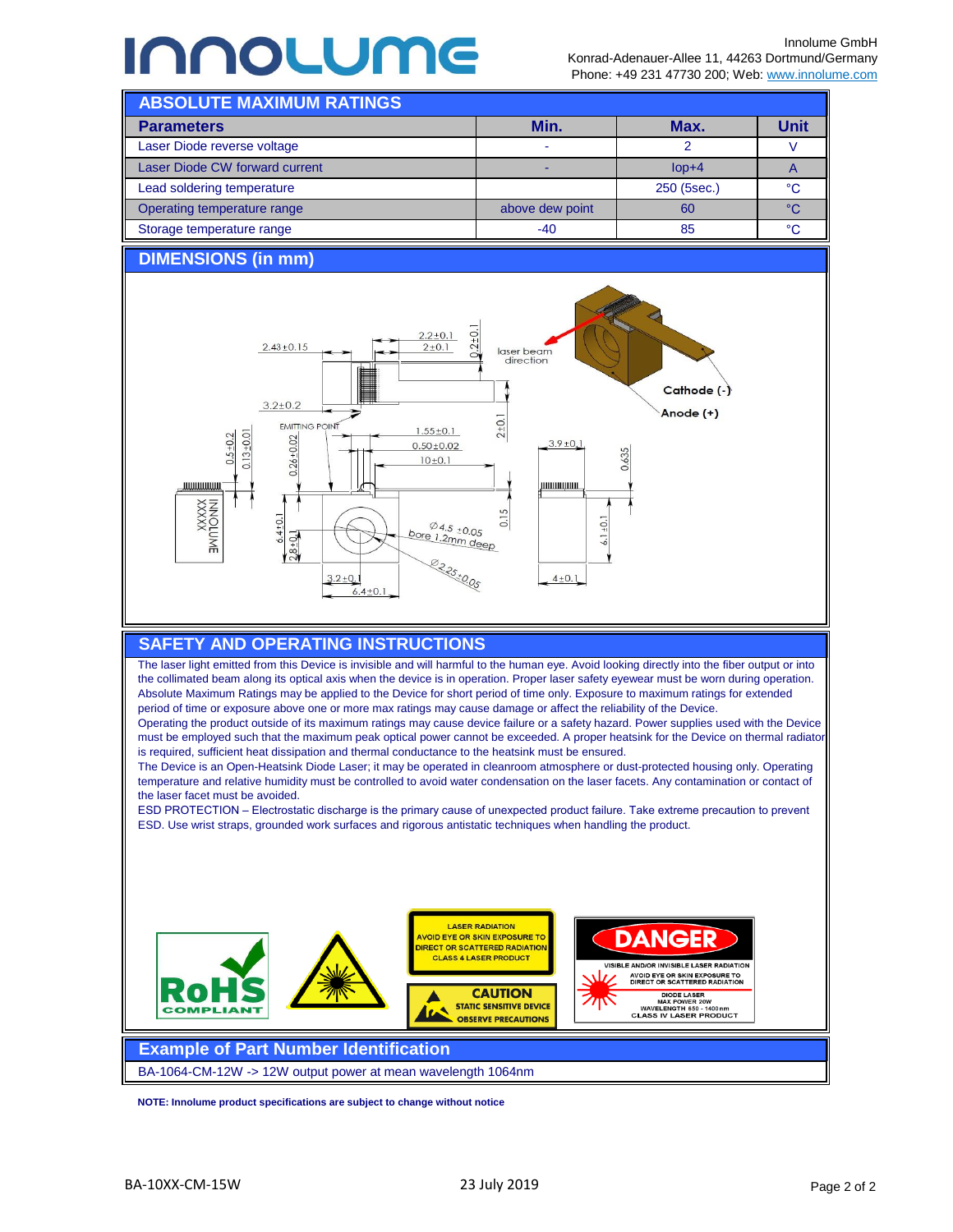Innolume GmbH
Konrad-Adenauer-Allee 11, 44263 Dortmund/Germany
Phone: +49 231 47730 200; Web: www.innolume.com

## ABSOLUTE MAXIMUM RATINGS

| Parameters | Min. | Max. | Unit |
|---|---|---|---|
| Laser Diode reverse voltage | - | 2 | V |
| Laser Diode CW forward current | - | Iop+4 | A |
| Lead soldering temperature | | 250 (5sec.) | °C |
| Operating temperature range | above dew point | 60 | °C |
| Storage temperature range | -40 | 85 | °C |

## DIMENSIONS (in mm)

2.43±0.15
2.2±0.1
2±0.1
0.2±0.1
laser beam direction
3.2±0.2
EMITTING POINT
1.55±0.1
0.50±0.02
10±0.1
2±0.1
3.9±0.1
0.635
0.5±0.2
0.13±0.01
0.26±0.02
6.4±0.1
2.8±0.1
Ø4.5 ±0.05 bore 1.2mm deep
Ø2.25±0.05
0.15
6.1±0.1
3.2±0.1
6.4±0.1
4±0.1
INNOLUME XXXXX
Cathode (-)
Anode (+)

## SAFETY AND OPERATING INSTRUCTIONS

The laser light emitted from this Device is invisible and will harmful to the human eye. Avoid looking directly into the fiber output or into the collimated beam along its optical axis when the device is in operation. Proper laser safety eyewear must be worn during operation. Absolute Maximum Ratings may be applied to the Device for short period of time only. Exposure to maximum ratings for extended period of time or exposure above one or more max ratings may cause damage or affect the reliability of the Device.

Operating the product outside of its maximum ratings may cause device failure or a safety hazard. Power supplies used with the Device must be employed such that the maximum peak optical power cannot be exceeded. A proper heatsink for the Device on thermal radiator is required, sufficient heat dissipation and thermal conductance to the heatsink must be ensured.

The Device is an Open-Heatsink Diode Laser; it may be operated in cleanroom atmosphere or dust-protected housing only. Operating temperature and relative humidity must be controlled to avoid water condensation on the laser facets. Any contamination or contact of the laser facet must be avoided.

ESD PROTECTION – Electrostatic discharge is the primary cause of unexpected product failure. Take extreme precaution to prevent ESD. Use wrist straps, grounded work surfaces and rigorous antistatic techniques when handling the product.

RoHS COMPLIANT

LASER RADIATION
AVOID EYE OR SKIN EXPOSURE TO DIRECT OR SCATTERED RADIATION
CLASS 4 LASER PRODUCT

CAUTION
STATIC SENSITIVE DEVICE
OBSERVE PRECAUTIONS

DANGER
VISIBLE AND/OR INVISIBLE LASER RADIATION
AVOID EYE OR SKIN EXPOSURE TO DIRECT OR SCATTERED RADIATION
DIODE LASER
MAX POWER 20W
WAVELENGTH 650 - 1400nm
CLASS IV LASER PRODUCT

## Example of Part Number Identification

BA-1064-CM-12W -> 12W output power at mean wavelength 1064nm

**NOTE: Innolume product specifications are subject to change without notice**

BA-10XX-CM-15W    23 July 2019